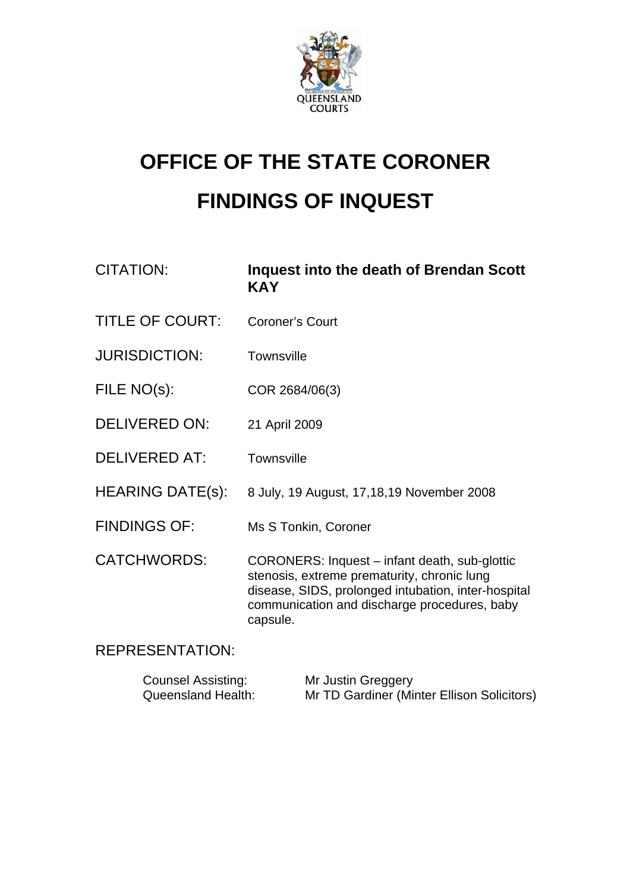# OFFICE OF THE STATE CORONER

# FINDINGS OF INQUEST

| | |
|---|---|
| CITATION: | **Inquest into the death of Brendan Scott KAY** |
| TITLE OF COURT: | Coroner's Court |
| JURISDICTION: | Townsville |
| FILE NO(s): | COR 2684/06(3) |
| DELIVERED ON: | 21 April 2009 |
| DELIVERED AT: | Townsville |
| HEARING DATE(s): | 8 July, 19 August, 17,18,19 November 2008 |
| FINDINGS OF: | Ms S Tonkin, Coroner |
| CATCHWORDS: | CORONERS: Inquest – infant death, sub-glottic stenosis, extreme prematurity, chronic lung disease, SIDS, prolonged intubation, inter-hospital communication and discharge procedures, baby capsule. |

REPRESENTATION:

| | |
|---|---|
| Counsel Assisting: | Mr Justin Greggery |
| Queensland Health: | Mr TD Gardiner (Minter Ellison Solicitors) |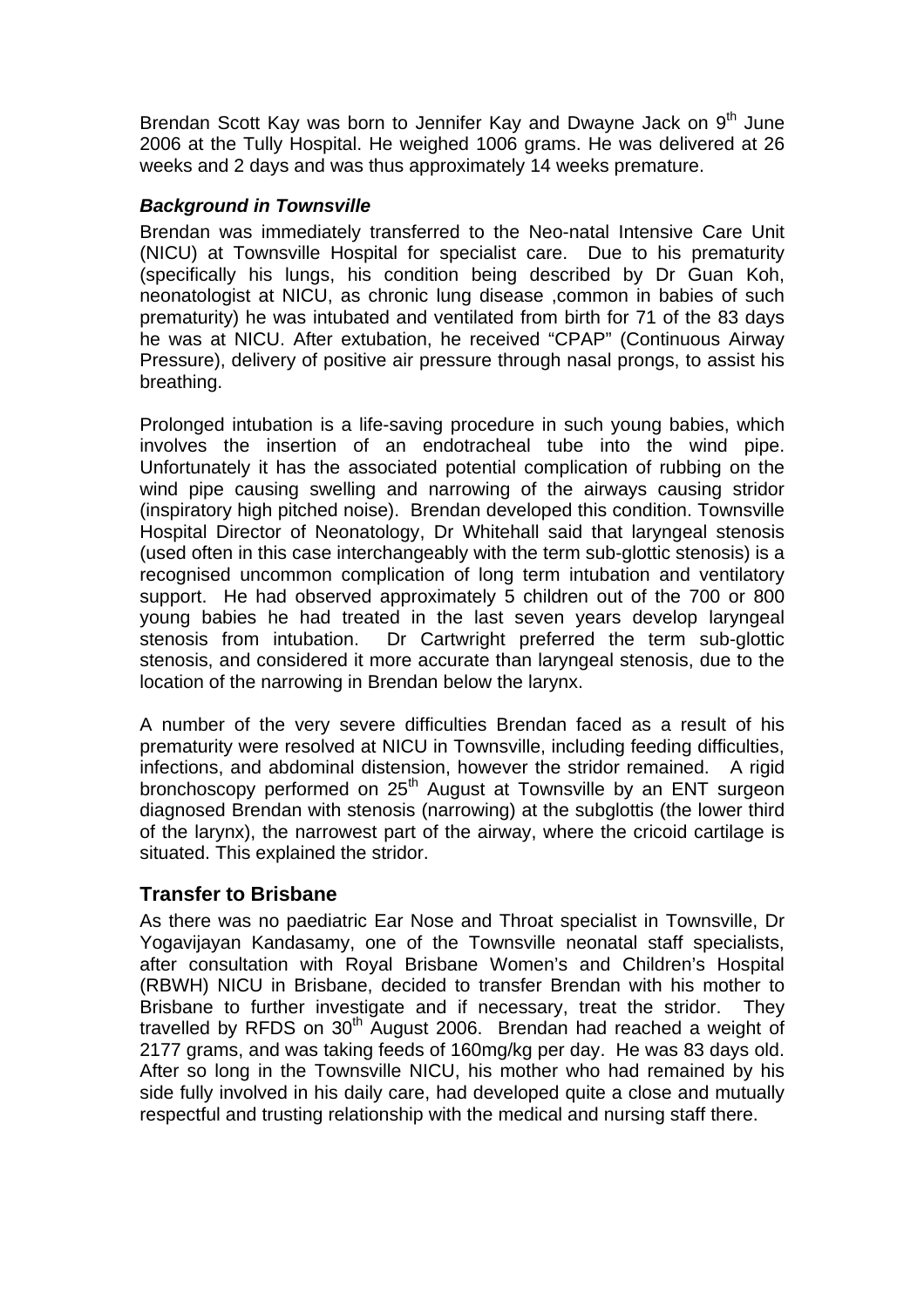Brendan Scott Kay was born to Jennifer Kay and Dwayne Jack on 9th June 2006 at the Tully Hospital. He weighed 1006 grams. He was delivered at 26 weeks and 2 days and was thus approximately 14 weeks premature.

### *Background in Townsville*

Brendan was immediately transferred to the Neo-natal Intensive Care Unit (NICU) at Townsville Hospital for specialist care. Due to his prematurity (specifically his lungs, his condition being described by Dr Guan Koh, neonatologist at NICU, as chronic lung disease ,common in babies of such prematurity) he was intubated and ventilated from birth for 71 of the 83 days he was at NICU. After extubation, he received "CPAP" (Continuous Airway Pressure), delivery of positive air pressure through nasal prongs, to assist his breathing.

Prolonged intubation is a life-saving procedure in such young babies, which involves the insertion of an endotracheal tube into the wind pipe. Unfortunately it has the associated potential complication of rubbing on the wind pipe causing swelling and narrowing of the airways causing stridor (inspiratory high pitched noise). Brendan developed this condition. Townsville Hospital Director of Neonatology, Dr Whitehall said that laryngeal stenosis (used often in this case interchangeably with the term sub-glottic stenosis) is a recognised uncommon complication of long term intubation and ventilatory support. He had observed approximately 5 children out of the 700 or 800 young babies he had treated in the last seven years develop laryngeal stenosis from intubation. Dr Cartwright preferred the term sub-glottic stenosis, and considered it more accurate than laryngeal stenosis, due to the location of the narrowing in Brendan below the larynx.

A number of the very severe difficulties Brendan faced as a result of his prematurity were resolved at NICU in Townsville, including feeding difficulties, infections, and abdominal distension, however the stridor remained. A rigid bronchoscopy performed on 25th August at Townsville by an ENT surgeon diagnosed Brendan with stenosis (narrowing) at the subglottis (the lower third of the larynx), the narrowest part of the airway, where the cricoid cartilage is situated. This explained the stridor.

## Transfer to Brisbane

As there was no paediatric Ear Nose and Throat specialist in Townsville, Dr Yogavijayan Kandasamy, one of the Townsville neonatal staff specialists, after consultation with Royal Brisbane Women's and Children's Hospital (RBWH) NICU in Brisbane, decided to transfer Brendan with his mother to Brisbane to further investigate and if necessary, treat the stridor. They travelled by RFDS on 30th August 2006. Brendan had reached a weight of 2177 grams, and was taking feeds of 160mg/kg per day. He was 83 days old. After so long in the Townsville NICU, his mother who had remained by his side fully involved in his daily care, had developed quite a close and mutually respectful and trusting relationship with the medical and nursing staff there.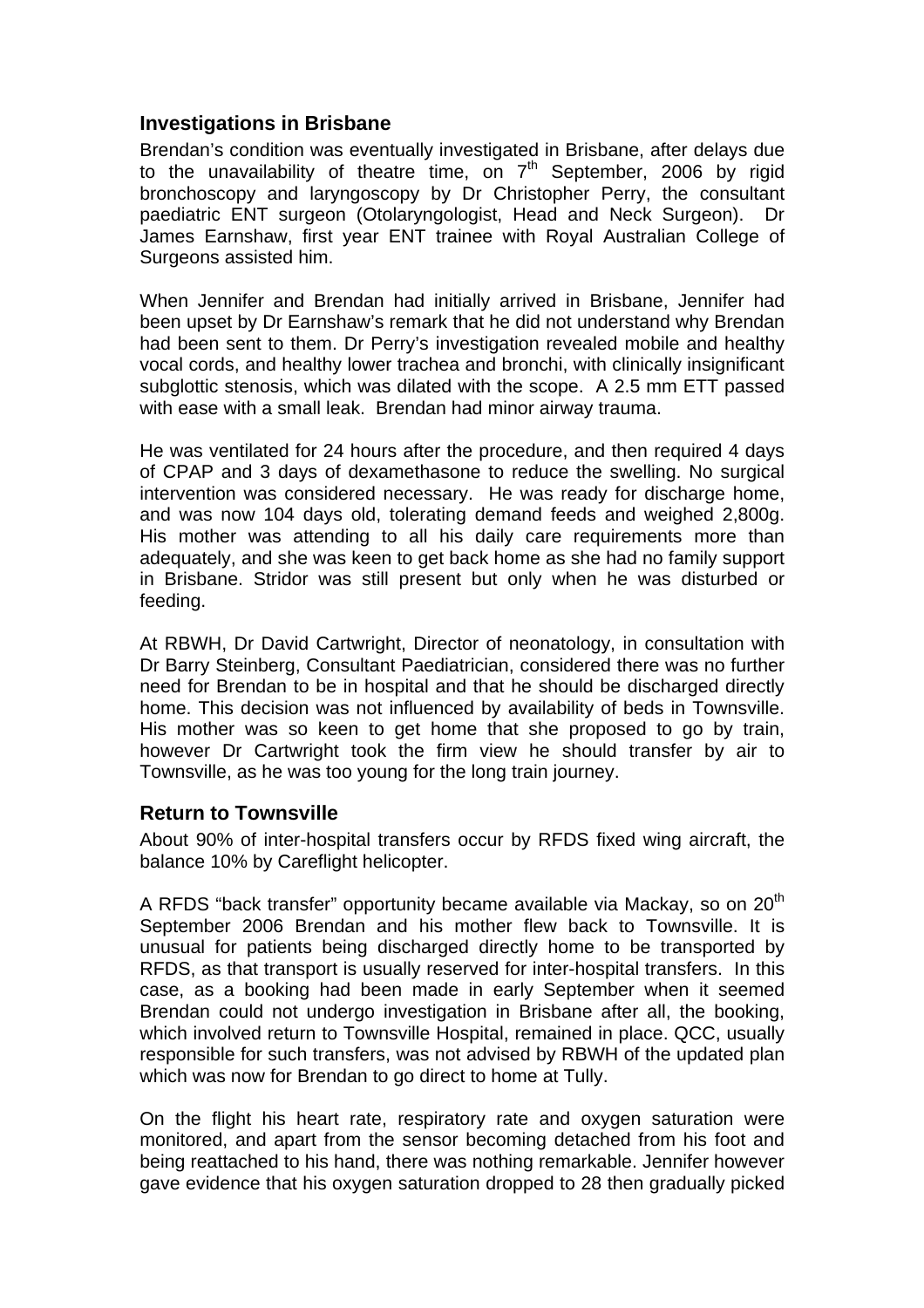## Investigations in Brisbane

Brendan's condition was eventually investigated in Brisbane, after delays due to the unavailability of theatre time, on 7th September, 2006 by rigid bronchoscopy and laryngoscopy by Dr Christopher Perry, the consultant paediatric ENT surgeon (Otolaryngologist, Head and Neck Surgeon). Dr James Earnshaw, first year ENT trainee with Royal Australian College of Surgeons assisted him.

When Jennifer and Brendan had initially arrived in Brisbane, Jennifer had been upset by Dr Earnshaw's remark that he did not understand why Brendan had been sent to them. Dr Perry's investigation revealed mobile and healthy vocal cords, and healthy lower trachea and bronchi, with clinically insignificant subglottic stenosis, which was dilated with the scope. A 2.5 mm ETT passed with ease with a small leak. Brendan had minor airway trauma.

He was ventilated for 24 hours after the procedure, and then required 4 days of CPAP and 3 days of dexamethasone to reduce the swelling. No surgical intervention was considered necessary. He was ready for discharge home, and was now 104 days old, tolerating demand feeds and weighed 2,800g. His mother was attending to all his daily care requirements more than adequately, and she was keen to get back home as she had no family support in Brisbane. Stridor was still present but only when he was disturbed or feeding.

At RBWH, Dr David Cartwright, Director of neonatology, in consultation with Dr Barry Steinberg, Consultant Paediatrician, considered there was no further need for Brendan to be in hospital and that he should be discharged directly home. This decision was not influenced by availability of beds in Townsville. His mother was so keen to get home that she proposed to go by train, however Dr Cartwright took the firm view he should transfer by air to Townsville, as he was too young for the long train journey.

## Return to Townsville

About 90% of inter-hospital transfers occur by RFDS fixed wing aircraft, the balance 10% by Careflight helicopter.

A RFDS "back transfer" opportunity became available via Mackay, so on 20th September 2006 Brendan and his mother flew back to Townsville. It is unusual for patients being discharged directly home to be transported by RFDS, as that transport is usually reserved for inter-hospital transfers. In this case, as a booking had been made in early September when it seemed Brendan could not undergo investigation in Brisbane after all, the booking, which involved return to Townsville Hospital, remained in place. QCC, usually responsible for such transfers, was not advised by RBWH of the updated plan which was now for Brendan to go direct to home at Tully.

On the flight his heart rate, respiratory rate and oxygen saturation were monitored, and apart from the sensor becoming detached from his foot and being reattached to his hand, there was nothing remarkable. Jennifer however gave evidence that his oxygen saturation dropped to 28 then gradually picked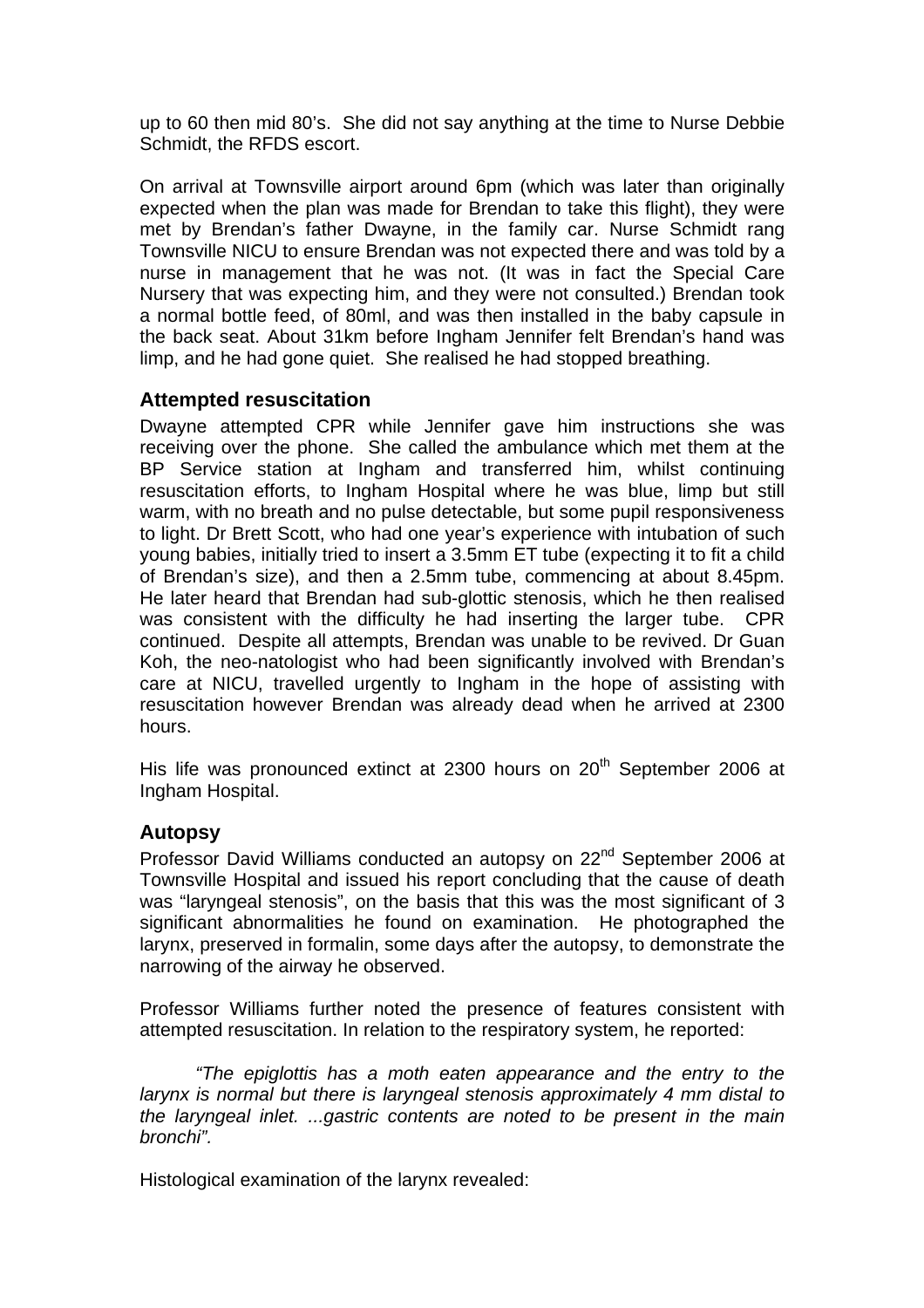up to 60 then mid 80's. She did not say anything at the time to Nurse Debbie Schmidt, the RFDS escort.

On arrival at Townsville airport around 6pm (which was later than originally expected when the plan was made for Brendan to take this flight), they were met by Brendan's father Dwayne, in the family car. Nurse Schmidt rang Townsville NICU to ensure Brendan was not expected there and was told by a nurse in management that he was not. (It was in fact the Special Care Nursery that was expecting him, and they were not consulted.) Brendan took a normal bottle feed, of 80ml, and was then installed in the baby capsule in the back seat. About 31km before Ingham Jennifer felt Brendan's hand was limp, and he had gone quiet. She realised he had stopped breathing.

### Attempted resuscitation

Dwayne attempted CPR while Jennifer gave him instructions she was receiving over the phone. She called the ambulance which met them at the BP Service station at Ingham and transferred him, whilst continuing resuscitation efforts, to Ingham Hospital where he was blue, limp but still warm, with no breath and no pulse detectable, but some pupil responsiveness to light. Dr Brett Scott, who had one year's experience with intubation of such young babies, initially tried to insert a 3.5mm ET tube (expecting it to fit a child of Brendan's size), and then a 2.5mm tube, commencing at about 8.45pm. He later heard that Brendan had sub-glottic stenosis, which he then realised was consistent with the difficulty he had inserting the larger tube. CPR continued. Despite all attempts, Brendan was unable to be revived. Dr Guan Koh, the neo-natologist who had been significantly involved with Brendan's care at NICU, travelled urgently to Ingham in the hope of assisting with resuscitation however Brendan was already dead when he arrived at 2300 hours.

His life was pronounced extinct at 2300 hours on 20th September 2006 at Ingham Hospital.

### Autopsy

Professor David Williams conducted an autopsy on 22nd September 2006 at Townsville Hospital and issued his report concluding that the cause of death was "laryngeal stenosis", on the basis that this was the most significant of 3 significant abnormalities he found on examination. He photographed the larynx, preserved in formalin, some days after the autopsy, to demonstrate the narrowing of the airway he observed.

Professor Williams further noted the presence of features consistent with attempted resuscitation. In relation to the respiratory system, he reported:

> *"The epiglottis has a moth eaten appearance and the entry to the larynx is normal but there is laryngeal stenosis approximately 4 mm distal to the laryngeal inlet. ...gastric contents are noted to be present in the main bronchi".*

Histological examination of the larynx revealed: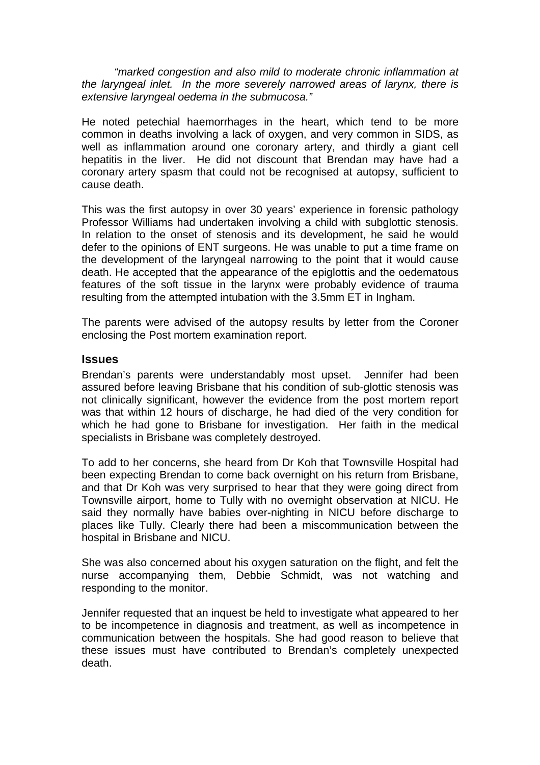*"marked congestion and also mild to moderate chronic inflammation at the laryngeal inlet. In the more severely narrowed areas of larynx, there is extensive laryngeal oedema in the submucosa."*

He noted petechial haemorrhages in the heart, which tend to be more common in deaths involving a lack of oxygen, and very common in SIDS, as well as inflammation around one coronary artery, and thirdly a giant cell hepatitis in the liver. He did not discount that Brendan may have had a coronary artery spasm that could not be recognised at autopsy, sufficient to cause death.

This was the first autopsy in over 30 years' experience in forensic pathology Professor Williams had undertaken involving a child with subglottic stenosis. In relation to the onset of stenosis and its development, he said he would defer to the opinions of ENT surgeons. He was unable to put a time frame on the development of the laryngeal narrowing to the point that it would cause death. He accepted that the appearance of the epiglottis and the oedematous features of the soft tissue in the larynx were probably evidence of trauma resulting from the attempted intubation with the 3.5mm ET in Ingham.

The parents were advised of the autopsy results by letter from the Coroner enclosing the Post mortem examination report.

## Issues

Brendan's parents were understandably most upset. Jennifer had been assured before leaving Brisbane that his condition of sub-glottic stenosis was not clinically significant, however the evidence from the post mortem report was that within 12 hours of discharge, he had died of the very condition for which he had gone to Brisbane for investigation. Her faith in the medical specialists in Brisbane was completely destroyed.

To add to her concerns, she heard from Dr Koh that Townsville Hospital had been expecting Brendan to come back overnight on his return from Brisbane, and that Dr Koh was very surprised to hear that they were going direct from Townsville airport, home to Tully with no overnight observation at NICU. He said they normally have babies over-nighting in NICU before discharge to places like Tully. Clearly there had been a miscommunication between the hospital in Brisbane and NICU.

She was also concerned about his oxygen saturation on the flight, and felt the nurse accompanying them, Debbie Schmidt, was not watching and responding to the monitor.

Jennifer requested that an inquest be held to investigate what appeared to her to be incompetence in diagnosis and treatment, as well as incompetence in communication between the hospitals. She had good reason to believe that these issues must have contributed to Brendan's completely unexpected death.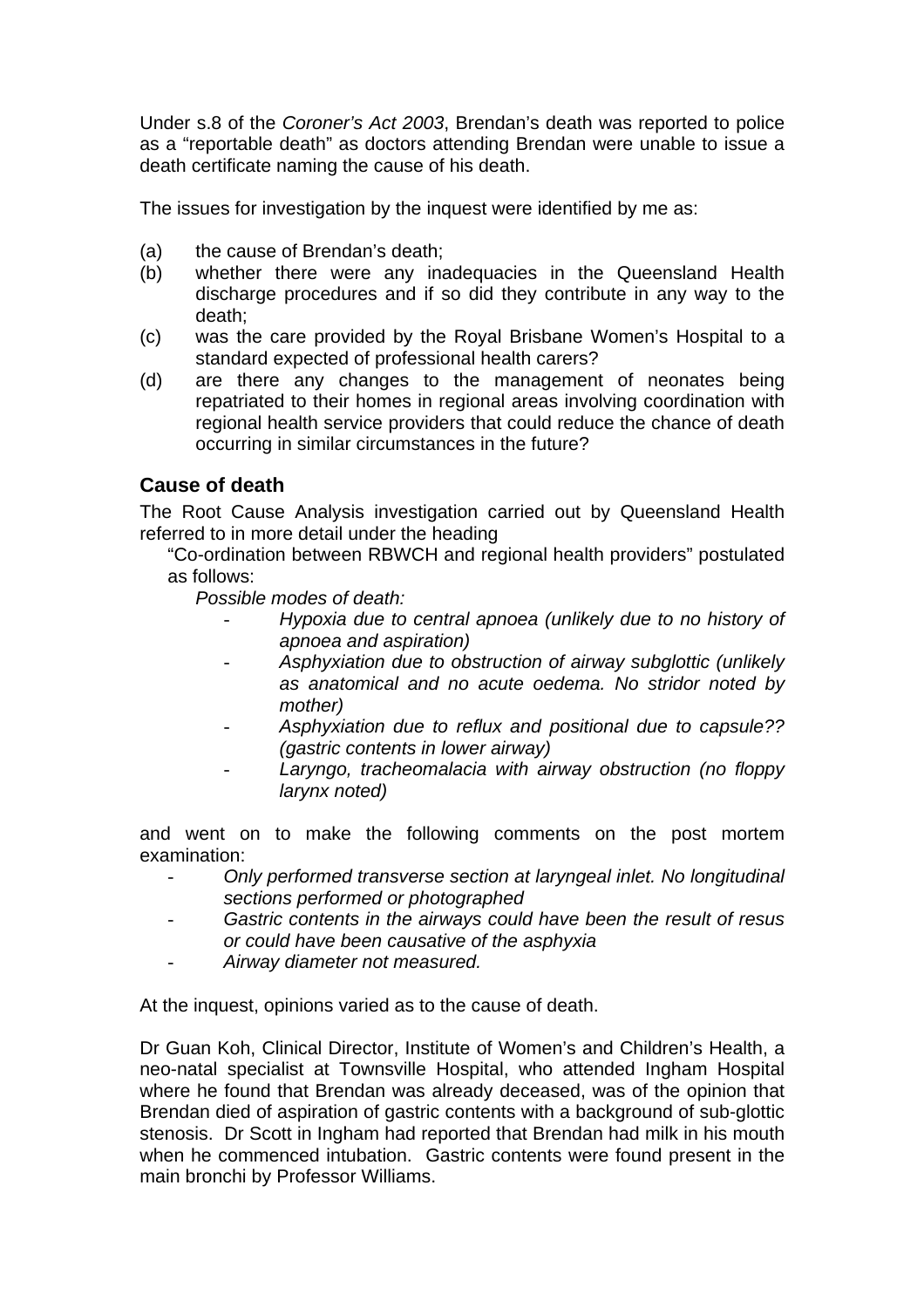Under s.8 of the *Coroner's Act 2003*, Brendan's death was reported to police as a "reportable death" as doctors attending Brendan were unable to issue a death certificate naming the cause of his death.

The issues for investigation by the inquest were identified by me as:

(a) the cause of Brendan's death;
(b) whether there were any inadequacies in the Queensland Health discharge procedures and if so did they contribute in any way to the death;
(c) was the care provided by the Royal Brisbane Women's Hospital to a standard expected of professional health carers?
(d) are there any changes to the management of neonates being repatriated to their homes in regional areas involving coordination with regional health service providers that could reduce the chance of death occurring in similar circumstances in the future?

### Cause of death

The Root Cause Analysis investigation carried out by Queensland Health referred to in more detail under the heading

> "Co-ordination between RBWCH and regional health providers" postulated as follows:
>
> *Possible modes of death:*
>
> - *Hypoxia due to central apnoea (unlikely due to no history of apnoea and aspiration)*
> - *Asphyxiation due to obstruction of airway subglottic (unlikely as anatomical and no acute oedema. No stridor noted by mother)*
> - *Asphyxiation due to reflux and positional due to capsule?? (gastric contents in lower airway)*
> - *Laryngo, tracheomalacia with airway obstruction (no floppy larynx noted)*

and went on to make the following comments on the post mortem examination:

- *Only performed transverse section at laryngeal inlet. No longitudinal sections performed or photographed*
- *Gastric contents in the airways could have been the result of resus or could have been causative of the asphyxia*
- *Airway diameter not measured.*

At the inquest, opinions varied as to the cause of death.

Dr Guan Koh, Clinical Director, Institute of Women's and Children's Health, a neo-natal specialist at Townsville Hospital, who attended Ingham Hospital where he found that Brendan was already deceased, was of the opinion that Brendan died of aspiration of gastric contents with a background of sub-glottic stenosis. Dr Scott in Ingham had reported that Brendan had milk in his mouth when he commenced intubation. Gastric contents were found present in the main bronchi by Professor Williams.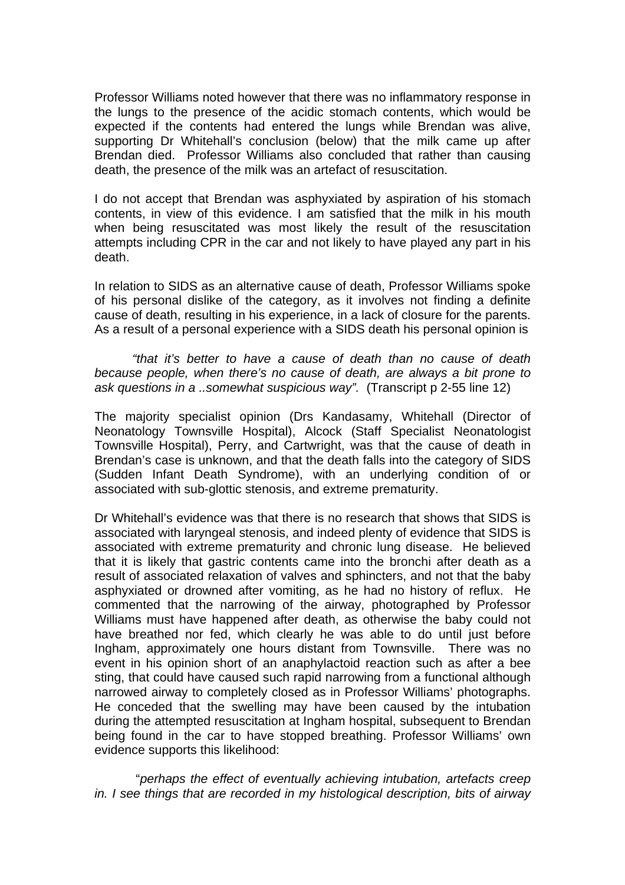Professor Williams noted however that there was no inflammatory response in the lungs to the presence of the acidic stomach contents, which would be expected if the contents had entered the lungs while Brendan was alive, supporting Dr Whitehall's conclusion (below) that the milk came up after Brendan died. Professor Williams also concluded that rather than causing death, the presence of the milk was an artefact of resuscitation.

I do not accept that Brendan was asphyxiated by aspiration of his stomach contents, in view of this evidence. I am satisfied that the milk in his mouth when being resuscitated was most likely the result of the resuscitation attempts including CPR in the car and not likely to have played any part in his death.

In relation to SIDS as an alternative cause of death, Professor Williams spoke of his personal dislike of the category, as it involves not finding a definite cause of death, resulting in his experience, in a lack of closure for the parents. As a result of a personal experience with a SIDS death his personal opinion is

> *"that it's better to have a cause of death than no cause of death because people, when there's no cause of death, are always a bit prone to ask questions in a ..somewhat suspicious way".* (Transcript p 2-55 line 12)

The majority specialist opinion (Drs Kandasamy, Whitehall (Director of Neonatology Townsville Hospital), Alcock (Staff Specialist Neonatologist Townsville Hospital), Perry, and Cartwright, was that the cause of death in Brendan's case is unknown, and that the death falls into the category of SIDS (Sudden Infant Death Syndrome), with an underlying condition of or associated with sub-glottic stenosis, and extreme prematurity.

Dr Whitehall's evidence was that there is no research that shows that SIDS is associated with laryngeal stenosis, and indeed plenty of evidence that SIDS is associated with extreme prematurity and chronic lung disease. He believed that it is likely that gastric contents came into the bronchi after death as a result of associated relaxation of valves and sphincters, and not that the baby asphyxiated or drowned after vomiting, as he had no history of reflux. He commented that the narrowing of the airway, photographed by Professor Williams must have happened after death, as otherwise the baby could not have breathed nor fed, which clearly he was able to do until just before Ingham, approximately one hours distant from Townsville. There was no event in his opinion short of an anaphylactoid reaction such as after a bee sting, that could have caused such rapid narrowing from a functional although narrowed airway to completely closed as in Professor Williams' photographs. He conceded that the swelling may have been caused by the intubation during the attempted resuscitation at Ingham hospital, subsequent to Brendan being found in the car to have stopped breathing. Professor Williams' own evidence supports this likelihood:

> "*perhaps the effect of eventually achieving intubation, artefacts creep in. I see things that are recorded in my histological description, bits of airway*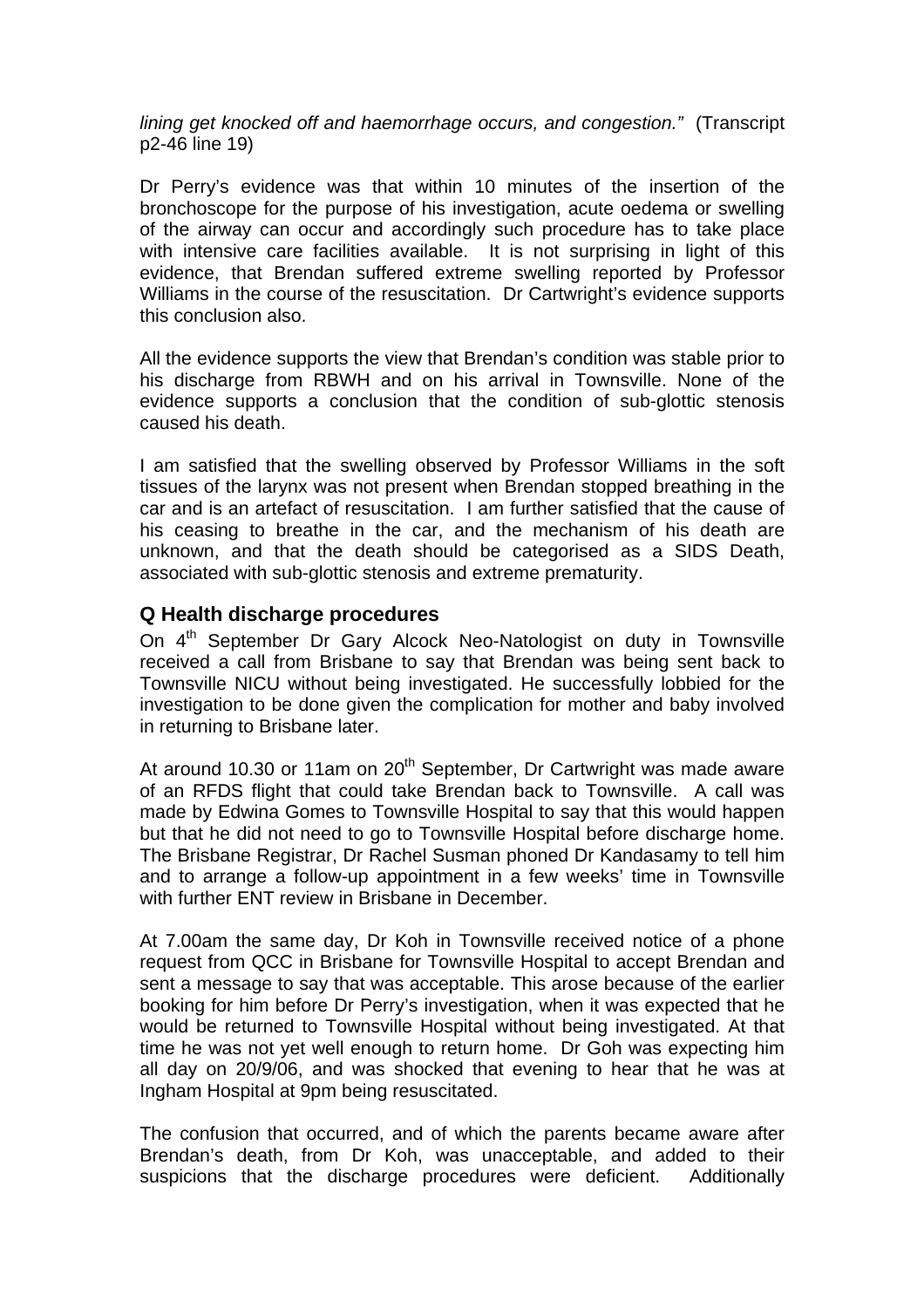*lining get knocked off and haemorrhage occurs, and congestion."* (Transcript p2-46 line 19)

Dr Perry's evidence was that within 10 minutes of the insertion of the bronchoscope for the purpose of his investigation, acute oedema or swelling of the airway can occur and accordingly such procedure has to take place with intensive care facilities available. It is not surprising in light of this evidence, that Brendan suffered extreme swelling reported by Professor Williams in the course of the resuscitation. Dr Cartwright's evidence supports this conclusion also.

All the evidence supports the view that Brendan's condition was stable prior to his discharge from RBWH and on his arrival in Townsville. None of the evidence supports a conclusion that the condition of sub-glottic stenosis caused his death.

I am satisfied that the swelling observed by Professor Williams in the soft tissues of the larynx was not present when Brendan stopped breathing in the car and is an artefact of resuscitation. I am further satisfied that the cause of his ceasing to breathe in the car, and the mechanism of his death are unknown, and that the death should be categorised as a SIDS Death, associated with sub-glottic stenosis and extreme prematurity.

## Q Health discharge procedures

On 4th September Dr Gary Alcock Neo-Natologist on duty in Townsville received a call from Brisbane to say that Brendan was being sent back to Townsville NICU without being investigated. He successfully lobbied for the investigation to be done given the complication for mother and baby involved in returning to Brisbane later.

At around 10.30 or 11am on 20th September, Dr Cartwright was made aware of an RFDS flight that could take Brendan back to Townsville. A call was made by Edwina Gomes to Townsville Hospital to say that this would happen but that he did not need to go to Townsville Hospital before discharge home. The Brisbane Registrar, Dr Rachel Susman phoned Dr Kandasamy to tell him and to arrange a follow-up appointment in a few weeks' time in Townsville with further ENT review in Brisbane in December.

At 7.00am the same day, Dr Koh in Townsville received notice of a phone request from QCC in Brisbane for Townsville Hospital to accept Brendan and sent a message to say that was acceptable. This arose because of the earlier booking for him before Dr Perry's investigation, when it was expected that he would be returned to Townsville Hospital without being investigated. At that time he was not yet well enough to return home. Dr Goh was expecting him all day on 20/9/06, and was shocked that evening to hear that he was at Ingham Hospital at 9pm being resuscitated.

The confusion that occurred, and of which the parents became aware after Brendan's death, from Dr Koh, was unacceptable, and added to their suspicions that the discharge procedures were deficient. Additionally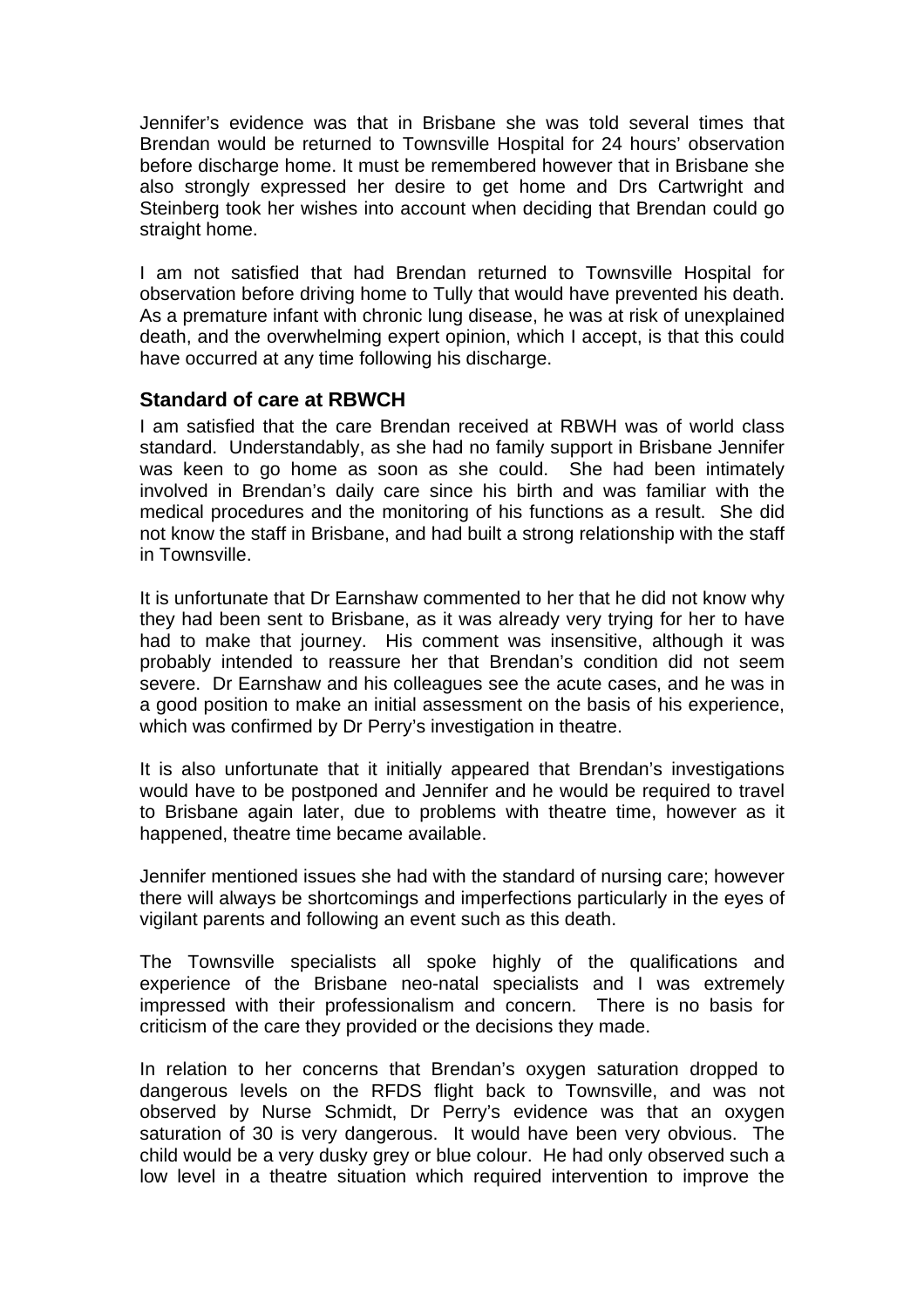Jennifer's evidence was that in Brisbane she was told several times that Brendan would be returned to Townsville Hospital for 24 hours' observation before discharge home. It must be remembered however that in Brisbane she also strongly expressed her desire to get home and Drs Cartwright and Steinberg took her wishes into account when deciding that Brendan could go straight home.

I am not satisfied that had Brendan returned to Townsville Hospital for observation before driving home to Tully that would have prevented his death. As a premature infant with chronic lung disease, he was at risk of unexplained death, and the overwhelming expert opinion, which I accept, is that this could have occurred at any time following his discharge.

### Standard of care at RBWCH

I am satisfied that the care Brendan received at RBWH was of world class standard. Understandably, as she had no family support in Brisbane Jennifer was keen to go home as soon as she could. She had been intimately involved in Brendan's daily care since his birth and was familiar with the medical procedures and the monitoring of his functions as a result. She did not know the staff in Brisbane, and had built a strong relationship with the staff in Townsville.

It is unfortunate that Dr Earnshaw commented to her that he did not know why they had been sent to Brisbane, as it was already very trying for her to have had to make that journey. His comment was insensitive, although it was probably intended to reassure her that Brendan's condition did not seem severe. Dr Earnshaw and his colleagues see the acute cases, and he was in a good position to make an initial assessment on the basis of his experience, which was confirmed by Dr Perry's investigation in theatre.

It is also unfortunate that it initially appeared that Brendan's investigations would have to be postponed and Jennifer and he would be required to travel to Brisbane again later, due to problems with theatre time, however as it happened, theatre time became available.

Jennifer mentioned issues she had with the standard of nursing care; however there will always be shortcomings and imperfections particularly in the eyes of vigilant parents and following an event such as this death.

The Townsville specialists all spoke highly of the qualifications and experience of the Brisbane neo-natal specialists and I was extremely impressed with their professionalism and concern. There is no basis for criticism of the care they provided or the decisions they made.

In relation to her concerns that Brendan's oxygen saturation dropped to dangerous levels on the RFDS flight back to Townsville, and was not observed by Nurse Schmidt, Dr Perry's evidence was that an oxygen saturation of 30 is very dangerous. It would have been very obvious. The child would be a very dusky grey or blue colour. He had only observed such a low level in a theatre situation which required intervention to improve the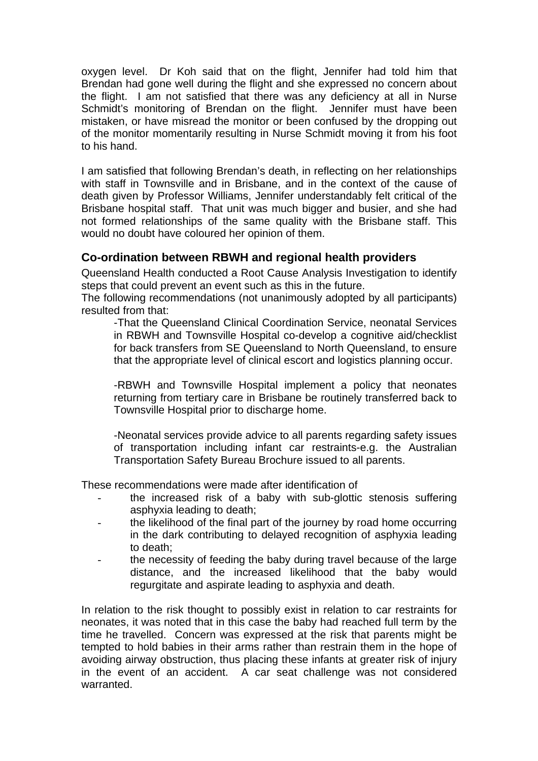oxygen level. Dr Koh said that on the flight, Jennifer had told him that Brendan had gone well during the flight and she expressed no concern about the flight. I am not satisfied that there was any deficiency at all in Nurse Schmidt's monitoring of Brendan on the flight. Jennifer must have been mistaken, or have misread the monitor or been confused by the dropping out of the monitor momentarily resulting in Nurse Schmidt moving it from his foot to his hand.

I am satisfied that following Brendan's death, in reflecting on her relationships with staff in Townsville and in Brisbane, and in the context of the cause of death given by Professor Williams, Jennifer understandably felt critical of the Brisbane hospital staff. That unit was much bigger and busier, and she had not formed relationships of the same quality with the Brisbane staff. This would no doubt have coloured her opinion of them.

## Co-ordination between RBWH and regional health providers

Queensland Health conducted a Root Cause Analysis Investigation to identify steps that could prevent an event such as this in the future.
The following recommendations (not unanimously adopted by all participants) resulted from that:

> -That the Queensland Clinical Coordination Service, neonatal Services in RBWH and Townsville Hospital co-develop a cognitive aid/checklist for back transfers from SE Queensland to North Queensland, to ensure that the appropriate level of clinical escort and logistics planning occur.
>
> -RBWH and Townsville Hospital implement a policy that neonates returning from tertiary care in Brisbane be routinely transferred back to Townsville Hospital prior to discharge home.
>
> -Neonatal services provide advice to all parents regarding safety issues of transportation including infant car restraints-e.g. the Australian Transportation Safety Bureau Brochure issued to all parents.

These recommendations were made after identification of

- the increased risk of a baby with sub-glottic stenosis suffering asphyxia leading to death;
- the likelihood of the final part of the journey by road home occurring in the dark contributing to delayed recognition of asphyxia leading to death;
- the necessity of feeding the baby during travel because of the large distance, and the increased likelihood that the baby would regurgitate and aspirate leading to asphyxia and death.

In relation to the risk thought to possibly exist in relation to car restraints for neonates, it was noted that in this case the baby had reached full term by the time he travelled. Concern was expressed at the risk that parents might be tempted to hold babies in their arms rather than restrain them in the hope of avoiding airway obstruction, thus placing these infants at greater risk of injury in the event of an accident. A car seat challenge was not considered warranted.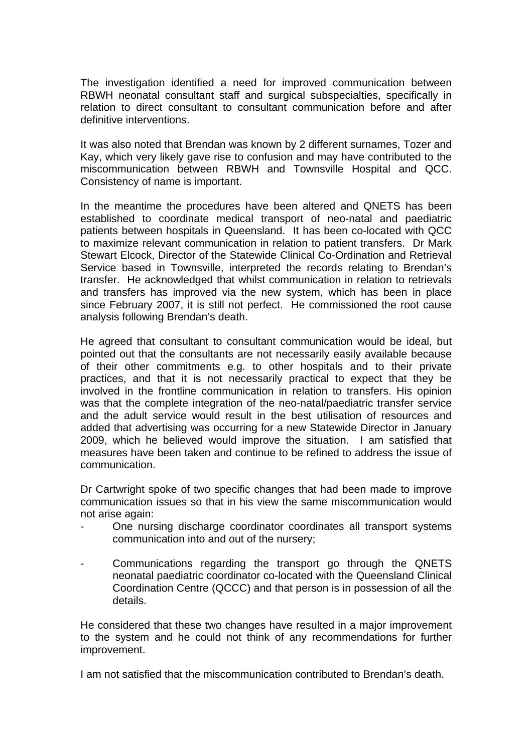The investigation identified a need for improved communication between RBWH neonatal consultant staff and surgical subspecialties, specifically in relation to direct consultant to consultant communication before and after definitive interventions.

It was also noted that Brendan was known by 2 different surnames, Tozer and Kay, which very likely gave rise to confusion and may have contributed to the miscommunication between RBWH and Townsville Hospital and QCC. Consistency of name is important.

In the meantime the procedures have been altered and QNETS has been established to coordinate medical transport of neo-natal and paediatric patients between hospitals in Queensland. It has been co-located with QCC to maximize relevant communication in relation to patient transfers. Dr Mark Stewart Elcock, Director of the Statewide Clinical Co-Ordination and Retrieval Service based in Townsville, interpreted the records relating to Brendan's transfer. He acknowledged that whilst communication in relation to retrievals and transfers has improved via the new system, which has been in place since February 2007, it is still not perfect. He commissioned the root cause analysis following Brendan's death.

He agreed that consultant to consultant communication would be ideal, but pointed out that the consultants are not necessarily easily available because of their other commitments e.g. to other hospitals and to their private practices, and that it is not necessarily practical to expect that they be involved in the frontline communication in relation to transfers. His opinion was that the complete integration of the neo-natal/paediatric transfer service and the adult service would result in the best utilisation of resources and added that advertising was occurring for a new Statewide Director in January 2009, which he believed would improve the situation. I am satisfied that measures have been taken and continue to be refined to address the issue of communication.

Dr Cartwright spoke of two specific changes that had been made to improve communication issues so that in his view the same miscommunication would not arise again:

- One nursing discharge coordinator coordinates all transport systems communication into and out of the nursery;
- Communications regarding the transport go through the QNETS neonatal paediatric coordinator co-located with the Queensland Clinical Coordination Centre (QCCC) and that person is in possession of all the details.

He considered that these two changes have resulted in a major improvement to the system and he could not think of any recommendations for further improvement.

I am not satisfied that the miscommunication contributed to Brendan's death.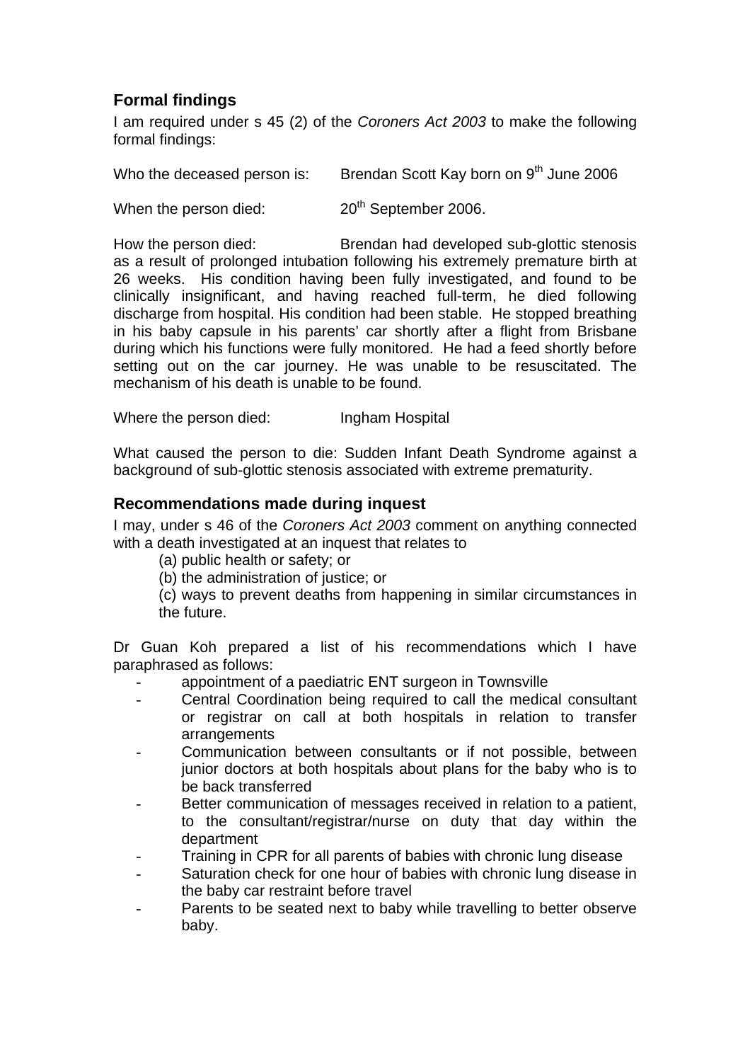## Formal findings

I am required under s 45 (2) of the *Coroners Act 2003* to make the following formal findings:

Who the deceased person is: Brendan Scott Kay born on 9th June 2006

When the person died: 20th September 2006.

How the person died: Brendan had developed sub-glottic stenosis as a result of prolonged intubation following his extremely premature birth at 26 weeks. His condition having been fully investigated, and found to be clinically insignificant, and having reached full-term, he died following discharge from hospital. His condition had been stable. He stopped breathing in his baby capsule in his parents' car shortly after a flight from Brisbane during which his functions were fully monitored. He had a feed shortly before setting out on the car journey. He was unable to be resuscitated. The mechanism of his death is unable to be found.

Where the person died: Ingham Hospital

What caused the person to die: Sudden Infant Death Syndrome against a background of sub-glottic stenosis associated with extreme prematurity.

## Recommendations made during inquest

I may, under s 46 of the *Coroners Act 2003* comment on anything connected with a death investigated at an inquest that relates to

(a) public health or safety; or

(b) the administration of justice; or

(c) ways to prevent deaths from happening in similar circumstances in the future.

Dr Guan Koh prepared a list of his recommendations which I have paraphrased as follows:

- appointment of a paediatric ENT surgeon in Townsville
- Central Coordination being required to call the medical consultant or registrar on call at both hospitals in relation to transfer arrangements
- Communication between consultants or if not possible, between junior doctors at both hospitals about plans for the baby who is to be back transferred
- Better communication of messages received in relation to a patient, to the consultant/registrar/nurse on duty that day within the department
- Training in CPR for all parents of babies with chronic lung disease
- Saturation check for one hour of babies with chronic lung disease in the baby car restraint before travel
- Parents to be seated next to baby while travelling to better observe baby.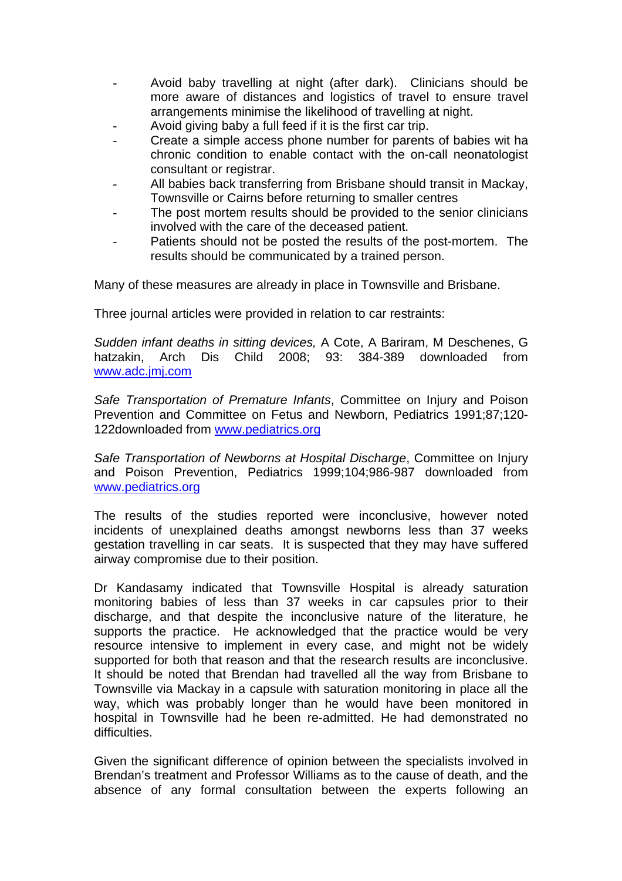- Avoid baby travelling at night (after dark). Clinicians should be more aware of distances and logistics of travel to ensure travel arrangements minimise the likelihood of travelling at night.
- Avoid giving baby a full feed if it is the first car trip.
- Create a simple access phone number for parents of babies wit ha chronic condition to enable contact with the on-call neonatologist consultant or registrar.
- All babies back transferring from Brisbane should transit in Mackay, Townsville or Cairns before returning to smaller centres
- The post mortem results should be provided to the senior clinicians involved with the care of the deceased patient.
- Patients should not be posted the results of the post-mortem. The results should be communicated by a trained person.

Many of these measures are already in place in Townsville and Brisbane.

Three journal articles were provided in relation to car restraints:

*Sudden infant deaths in sitting devices,* A Cote, A Bariram, M Deschenes, G hatzakin, Arch Dis Child 2008; 93: 384-389 downloaded from www.adc.jmj.com

*Safe Transportation of Premature Infants*, Committee on Injury and Poison Prevention and Committee on Fetus and Newborn, Pediatrics 1991;87;120-122downloaded from www.pediatrics.org

*Safe Transportation of Newborns at Hospital Discharge*, Committee on Injury and Poison Prevention, Pediatrics 1999;104;986-987 downloaded from www.pediatrics.org

The results of the studies reported were inconclusive, however noted incidents of unexplained deaths amongst newborns less than 37 weeks gestation travelling in car seats. It is suspected that they may have suffered airway compromise due to their position.

Dr Kandasamy indicated that Townsville Hospital is already saturation monitoring babies of less than 37 weeks in car capsules prior to their discharge, and that despite the inconclusive nature of the literature, he supports the practice. He acknowledged that the practice would be very resource intensive to implement in every case, and might not be widely supported for both that reason and that the research results are inconclusive. It should be noted that Brendan had travelled all the way from Brisbane to Townsville via Mackay in a capsule with saturation monitoring in place all the way, which was probably longer than he would have been monitored in hospital in Townsville had he been re-admitted. He had demonstrated no difficulties.

Given the significant difference of opinion between the specialists involved in Brendan's treatment and Professor Williams as to the cause of death, and the absence of any formal consultation between the experts following an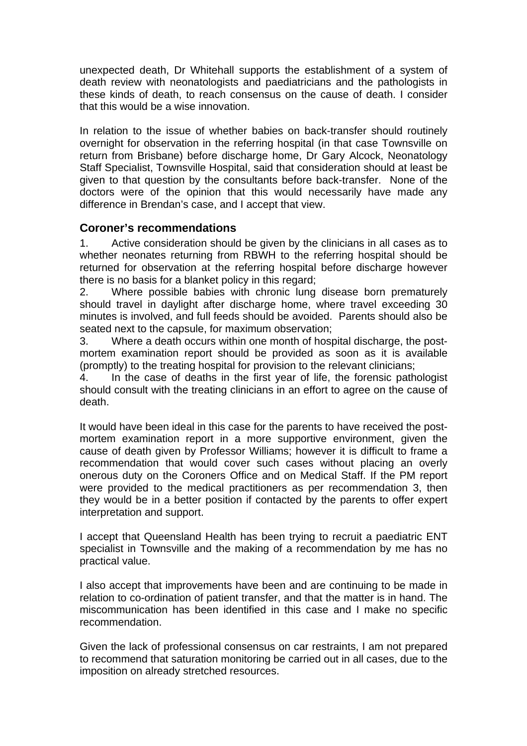unexpected death, Dr Whitehall supports the establishment of a system of death review with neonatologists and paediatricians and the pathologists in these kinds of death, to reach consensus on the cause of death. I consider that this would be a wise innovation.

In relation to the issue of whether babies on back-transfer should routinely overnight for observation in the referring hospital (in that case Townsville on return from Brisbane) before discharge home, Dr Gary Alcock, Neonatology Staff Specialist, Townsville Hospital, said that consideration should at least be given to that question by the consultants before back-transfer. None of the doctors were of the opinion that this would necessarily have made any difference in Brendan's case, and I accept that view.

## Coroner's recommendations

1. Active consideration should be given by the clinicians in all cases as to whether neonates returning from RBWH to the referring hospital should be returned for observation at the referring hospital before discharge however there is no basis for a blanket policy in this regard;
2. Where possible babies with chronic lung disease born prematurely should travel in daylight after discharge home, where travel exceeding 30 minutes is involved, and full feeds should be avoided. Parents should also be seated next to the capsule, for maximum observation;
3. Where a death occurs within one month of hospital discharge, the post-mortem examination report should be provided as soon as it is available (promptly) to the treating hospital for provision to the relevant clinicians;
4. In the case of deaths in the first year of life, the forensic pathologist should consult with the treating clinicians in an effort to agree on the cause of death.

It would have been ideal in this case for the parents to have received the post-mortem examination report in a more supportive environment, given the cause of death given by Professor Williams; however it is difficult to frame a recommendation that would cover such cases without placing an overly onerous duty on the Coroners Office and on Medical Staff. If the PM report were provided to the medical practitioners as per recommendation 3, then they would be in a better position if contacted by the parents to offer expert interpretation and support.

I accept that Queensland Health has been trying to recruit a paediatric ENT specialist in Townsville and the making of a recommendation by me has no practical value.

I also accept that improvements have been and are continuing to be made in relation to co-ordination of patient transfer, and that the matter is in hand. The miscommunication has been identified in this case and I make no specific recommendation.

Given the lack of professional consensus on car restraints, I am not prepared to recommend that saturation monitoring be carried out in all cases, due to the imposition on already stretched resources.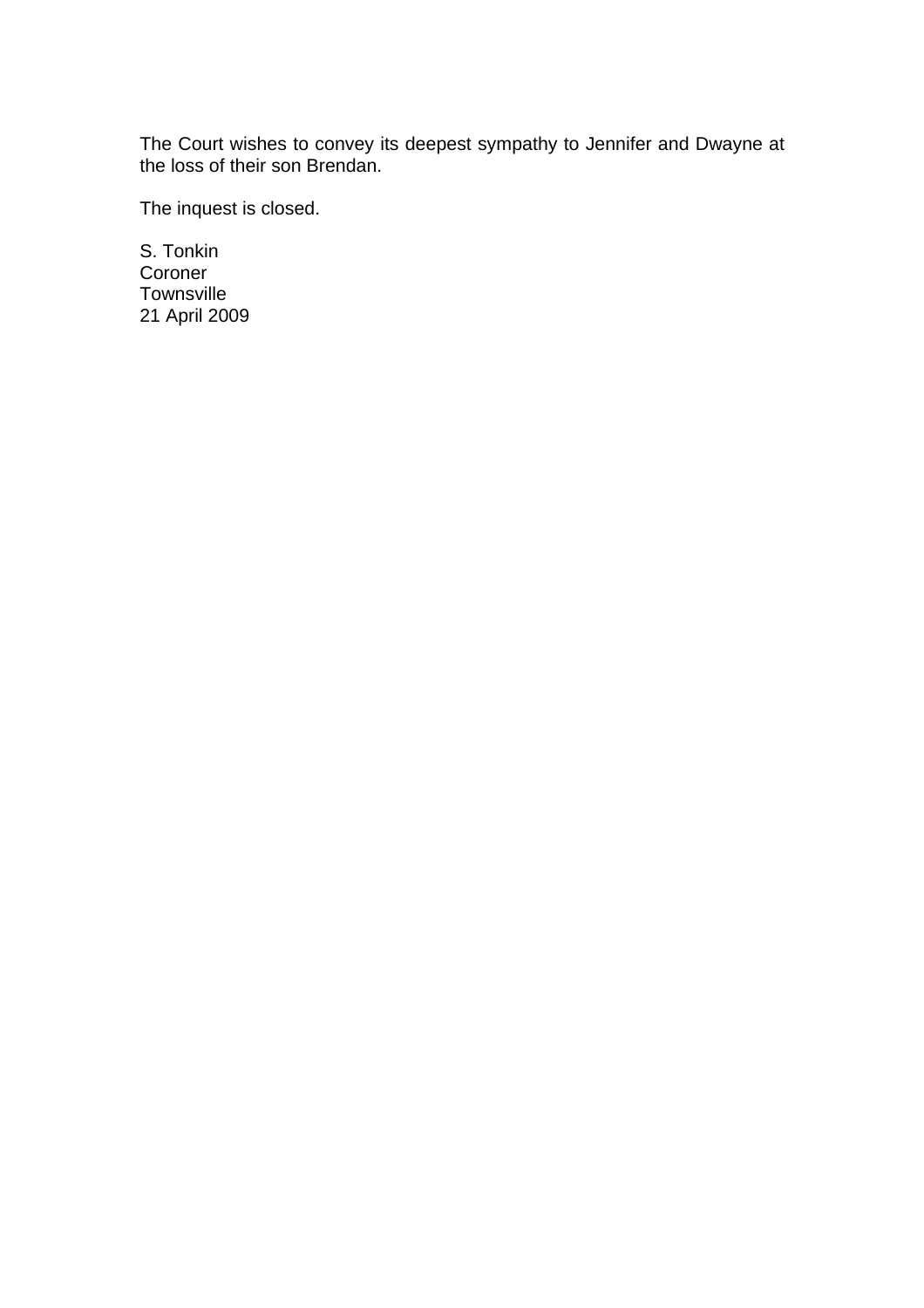The Court wishes to convey its deepest sympathy to Jennifer and Dwayne at the loss of their son Brendan.

The inquest is closed.

S. Tonkin
Coroner
Townsville
21 April 2009